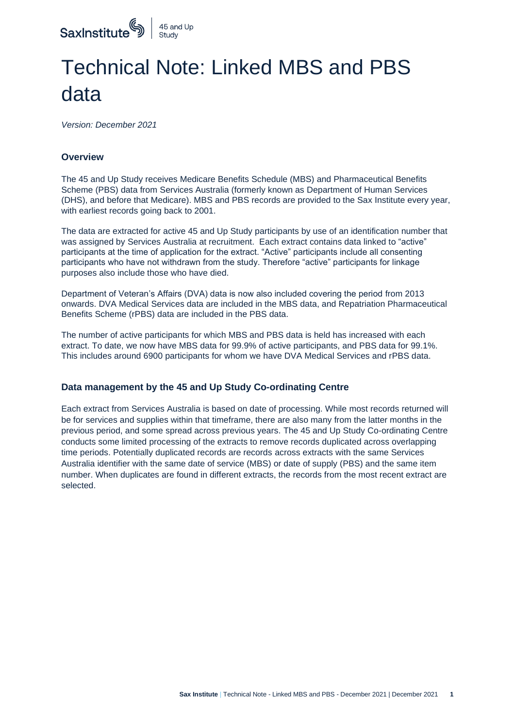# Technical Note: Linked MBS and PBS data

*Version: December 2021*

### Overview

The 45 and Up Study receives Medicare Benefits Schedule (MBS) and Pharmaceutical Benefits Scheme (PBS) data from Services Australia (formerly known as Department of Human Services (DHS), and before that Medicare). MBS and PBS records are provided to the Sax Institute every year, with earliest records going back to 2001.

The data are extracted for active 45 and Up Study participants by use of an identification number that was assigned by Services Australia at recruitment. Each extract contains data linked to "active" participants at the time of application for the extract. "Active" participants include all consenting participants who have not withdrawn from the study. Therefore "active" participants for linkage purposes also include those who have died.

Department of Veteran's Affairs (DVA) data is now also included covering the period from 2013 onwards. DVA Medical Services data are included in the MBS data, and Repatriation Pharmaceutical Benefits Scheme (rPBS) data are included in the PBS data.

The number of active participants for which MBS and PBS data is held has increased with each extract. To date, we now have MBS data for 99.9% of active participants, and PBS data for 99.1%. This includes around 6900 participants for whom we have DVA Medical Services and rPBS data.

### Data management by the 45 and Up Study Co-ordinating Centre

Each extract from Services Australia is based on date of processing. While most records returned will be for services and supplies within that timeframe, there are also many from the latter months in the previous period, and some spread across previous years. The 45 and Up Study Co-ordinating Centre conducts some limited processing of the extracts to remove records duplicated across overlapping time periods. Potentially duplicated records are records across extracts with the same Services Australia identifier with the same date of service (MBS) or date of supply (PBS) and the same item number. When duplicates are found in different extracts, the records from the most recent extract are selected.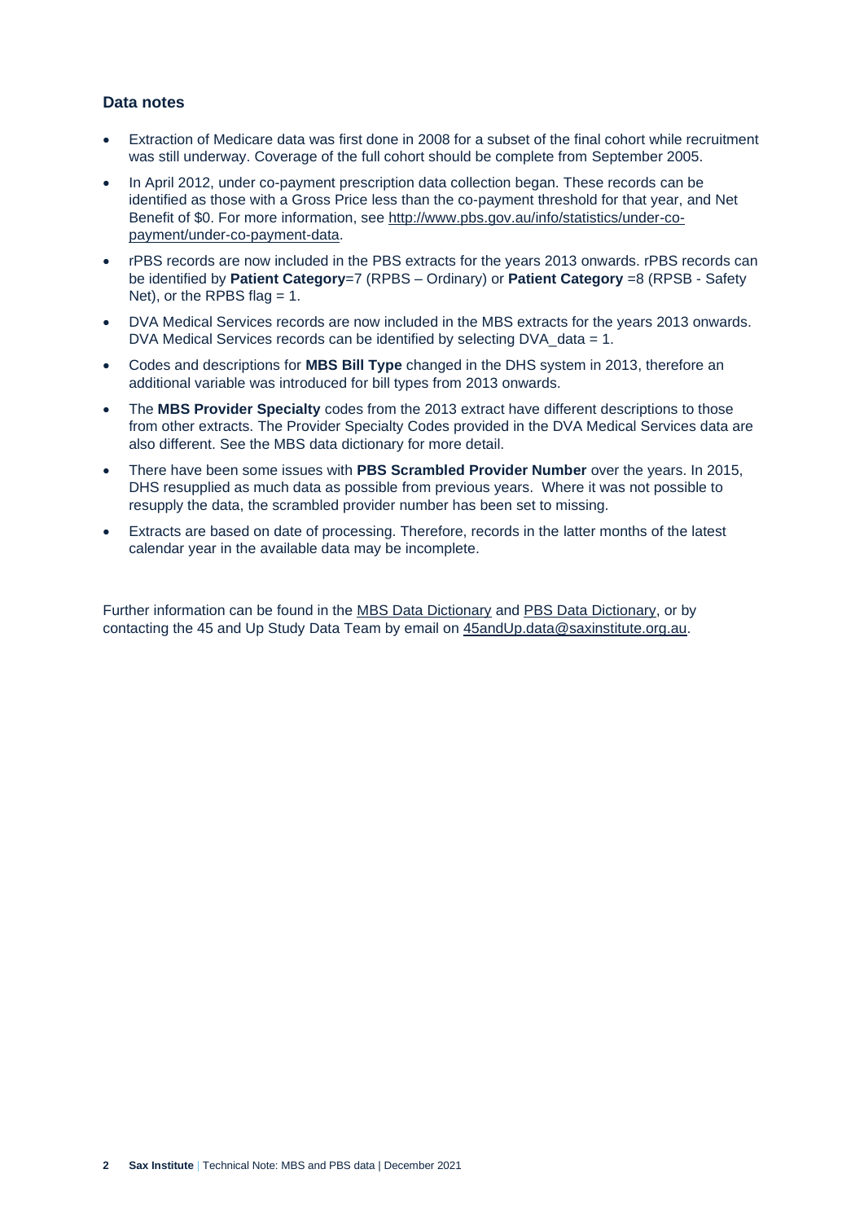### Data notes

- Extraction of Medicare data was first done in 2008 for a subset of the final cohort while recruitment was still underway. Coverage of the full cohort should be complete from September 2005.
- In April 2012, under co-payment prescription data collection began. These records can be identified as those with a Gross Price less than the co-payment threshold for that year, and Net Benefit of $0. For more information, see http://www.pbs.gov.au/info/statistics/under-co-payment/under-co-payment-data.
- rPBS records are now included in the PBS extracts for the years 2013 onwards. rPBS records can be identified by **Patient Category**=7 (RPBS – Ordinary) or **Patient Category** =8 (RPSB - Safety Net), or the RPBS flag = 1.
- DVA Medical Services records are now included in the MBS extracts for the years 2013 onwards. DVA Medical Services records can be identified by selecting DVA_data = 1.
- Codes and descriptions for **MBS Bill Type** changed in the DHS system in 2013, therefore an additional variable was introduced for bill types from 2013 onwards.
- The **MBS Provider Specialty** codes from the 2013 extract have different descriptions to those from other extracts. The Provider Specialty Codes provided in the DVA Medical Services data are also different. See the MBS data dictionary for more detail.
- There have been some issues with **PBS Scrambled Provider Number** over the years. In 2015, DHS resupplied as much data as possible from previous years. Where it was not possible to resupply the data, the scrambled provider number has been set to missing.
- Extracts are based on date of processing. Therefore, records in the latter months of the latest calendar year in the available data may be incomplete.

Further information can be found in the MBS Data Dictionary and PBS Data Dictionary, or by contacting the 45 and Up Study Data Team by email on 45andUp.data@saxinstitute.org.au.